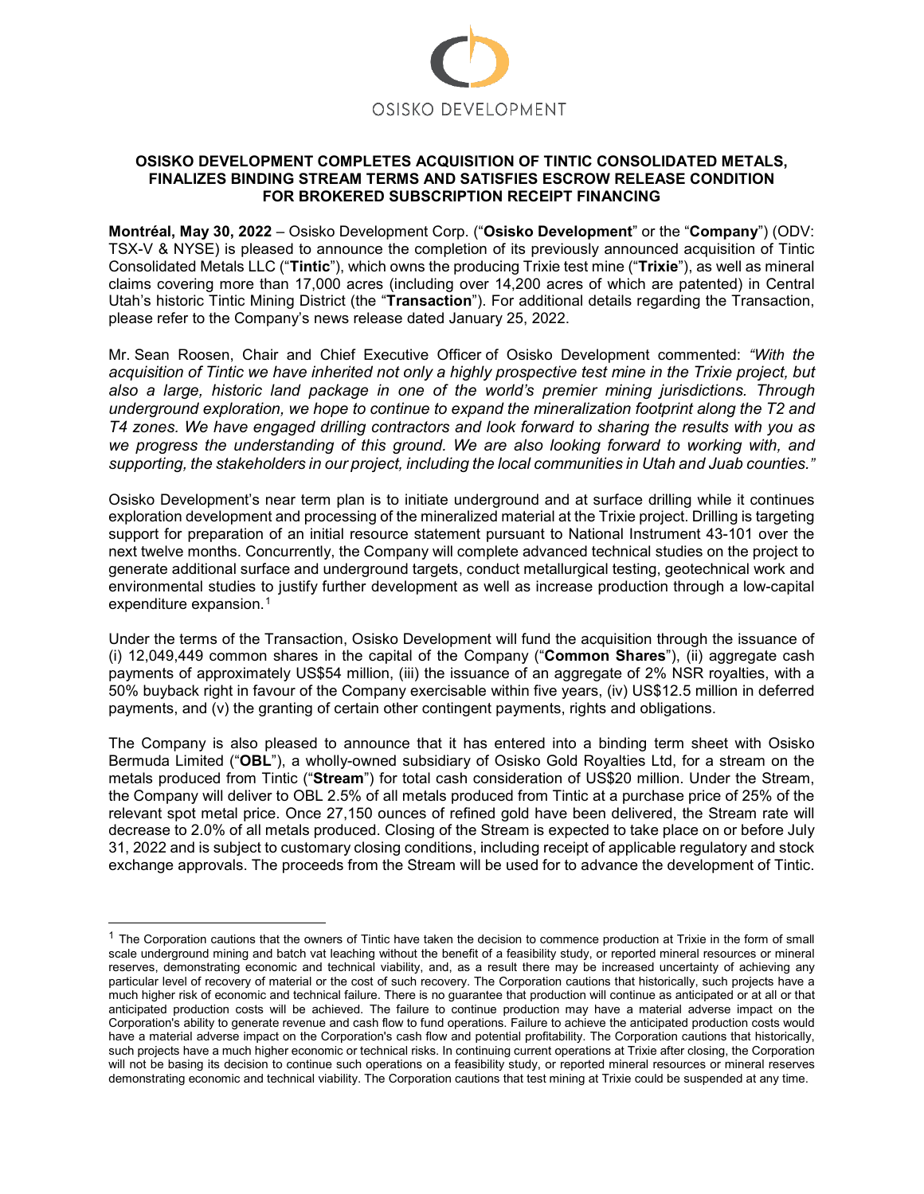OSISKO DEVELOPMENT

# OSISKO DEVELOPMENT COMPLETES ACQUISITION OF TINTIC CONSOLIDATED METALS, FINALIZES BINDING STREAM TERMS AND SATISFIES ESCROW RELEASE CONDITION FOR BROKERED SUBSCRIPTION RECEIPT FINANCING

**Montréal, May 30, 2022** – Osisko Development Corp. ("**Osisko Development**" or the "**Company**") (ODV: TSX-V & NYSE) is pleased to announce the completion of its previously announced acquisition of Tintic Consolidated Metals LLC ("**Tintic**"), which owns the producing Trixie test mine ("**Trixie**"), as well as mineral claims covering more than 17,000 acres (including over 14,200 acres of which are patented) in Central Utah's historic Tintic Mining District (the "**Transaction**"). For additional details regarding the Transaction, please refer to the Company's news release dated January 25, 2022.

Mr. Sean Roosen, Chair and Chief Executive Officer of Osisko Development commented: *"With the acquisition of Tintic we have inherited not only a highly prospective test mine in the Trixie project, but also a large, historic land package in one of the world's premier mining jurisdictions. Through underground exploration, we hope to continue to expand the mineralization footprint along the T2 and T4 zones. We have engaged drilling contractors and look forward to sharing the results with you as we progress the understanding of this ground. We are also looking forward to working with, and supporting, the stakeholders in our project, including the local communities in Utah and Juab counties."*

Osisko Development's near term plan is to initiate underground and at surface drilling while it continues exploration development and processing of the mineralized material at the Trixie project. Drilling is targeting support for preparation of an initial resource statement pursuant to National Instrument 43-101 over the next twelve months. Concurrently, the Company will complete advanced technical studies on the project to generate additional surface and underground targets, conduct metallurgical testing, geotechnical work and environmental studies to justify further development as well as increase production through a low-capital expenditure expansion.[1]

Under the terms of the Transaction, Osisko Development will fund the acquisition through the issuance of (i) 12,049,449 common shares in the capital of the Company ("**Common Shares**"), (ii) aggregate cash payments of approximately US$54 million, (iii) the issuance of an aggregate of 2% NSR royalties, with a 50% buyback right in favour of the Company exercisable within five years, (iv) US$12.5 million in deferred payments, and (v) the granting of certain other contingent payments, rights and obligations.

The Company is also pleased to announce that it has entered into a binding term sheet with Osisko Bermuda Limited ("**OBL**"), a wholly-owned subsidiary of Osisko Gold Royalties Ltd, for a stream on the metals produced from Tintic ("**Stream**") for total cash consideration of US$20 million. Under the Stream, the Company will deliver to OBL 2.5% of all metals produced from Tintic at a purchase price of 25% of the relevant spot metal price. Once 27,150 ounces of refined gold have been delivered, the Stream rate will decrease to 2.0% of all metals produced. Closing of the Stream is expected to take place on or before July 31, 2022 and is subject to customary closing conditions, including receipt of applicable regulatory and stock exchange approvals. The proceeds from the Stream will be used for to advance the development of Tintic.

---

[1] The Corporation cautions that the owners of Tintic have taken the decision to commence production at Trixie in the form of small scale underground mining and batch vat leaching without the benefit of a feasibility study, or reported mineral resources or mineral reserves, demonstrating economic and technical viability, and, as a result there may be increased uncertainty of achieving any particular level of recovery of material or the cost of such recovery. The Corporation cautions that historically, such projects have a much higher risk of economic and technical failure. There is no guarantee that production will continue as anticipated or at all or that anticipated production costs will be achieved. The failure to continue production may have a material adverse impact on the Corporation's ability to generate revenue and cash flow to fund operations. Failure to achieve the anticipated production costs would have a material adverse impact on the Corporation's cash flow and potential profitability. The Corporation cautions that historically, such projects have a much higher economic or technical risks. In continuing current operations at Trixie after closing, the Corporation will not be basing its decision to continue such operations on a feasibility study, or reported mineral resources or mineral reserves demonstrating economic and technical viability. The Corporation cautions that test mining at Trixie could be suspended at any time.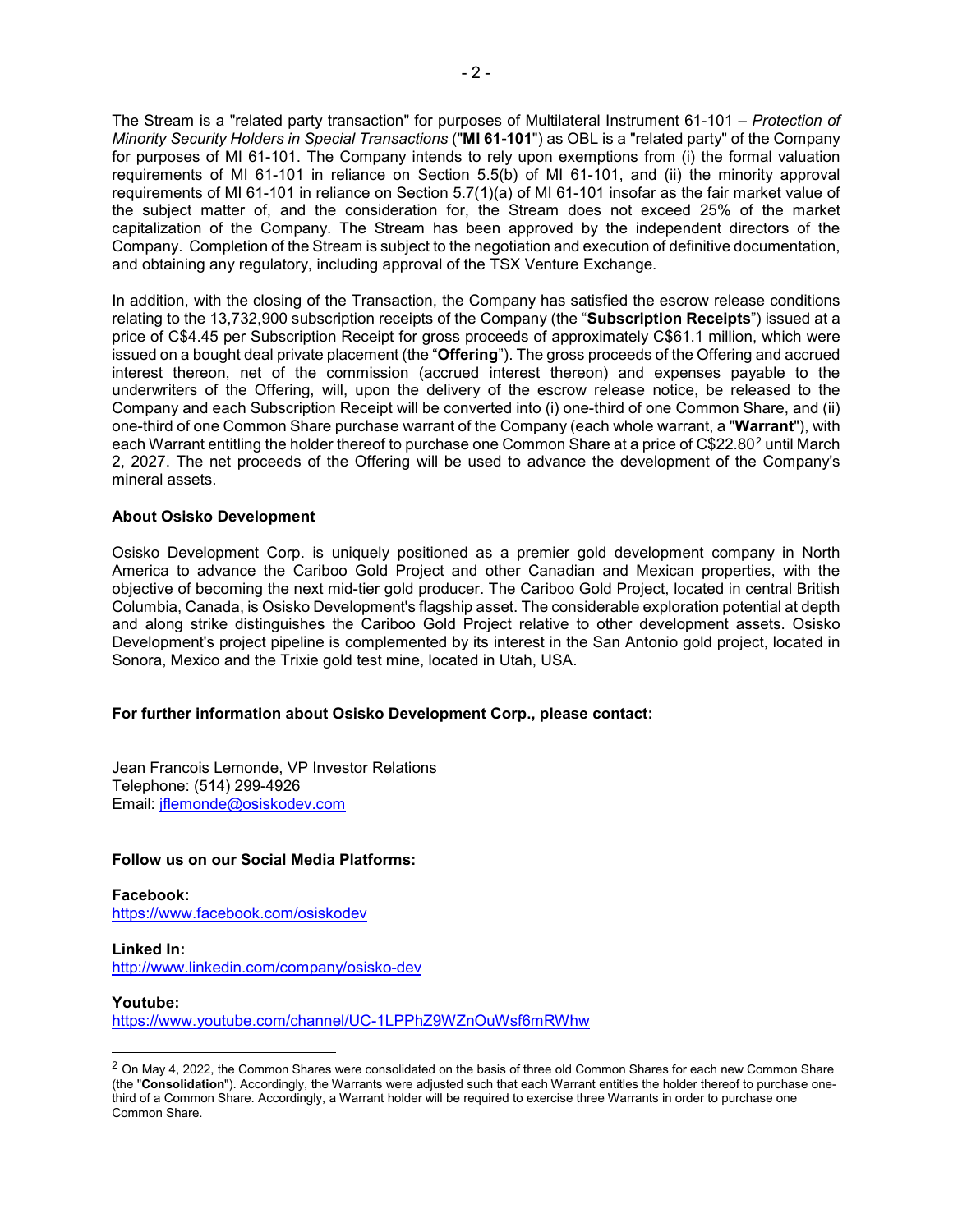The Stream is a "related party transaction" for purposes of Multilateral Instrument 61-101 – *Protection of Minority Security Holders in Special Transactions* ("**MI 61-101**") as OBL is a "related party" of the Company for purposes of MI 61-101. The Company intends to rely upon exemptions from (i) the formal valuation requirements of MI 61-101 in reliance on Section 5.5(b) of MI 61-101, and (ii) the minority approval requirements of MI 61-101 in reliance on Section 5.7(1)(a) of MI 61-101 insofar as the fair market value of the subject matter of, and the consideration for, the Stream does not exceed 25% of the market capitalization of the Company. The Stream has been approved by the independent directors of the Company. Completion of the Stream is subject to the negotiation and execution of definitive documentation, and obtaining any regulatory, including approval of the TSX Venture Exchange.

In addition, with the closing of the Transaction, the Company has satisfied the escrow release conditions relating to the 13,732,900 subscription receipts of the Company (the "**Subscription Receipts**") issued at a price of C$4.45 per Subscription Receipt for gross proceeds of approximately C$61.1 million, which were issued on a bought deal private placement (the "**Offering**"). The gross proceeds of the Offering and accrued interest thereon, net of the commission (accrued interest thereon) and expenses payable to the underwriters of the Offering, will, upon the delivery of the escrow release notice, be released to the Company and each Subscription Receipt will be converted into (i) one-third of one Common Share, and (ii) one-third of one Common Share purchase warrant of the Company (each whole warrant, a "**Warrant**"), with each Warrant entitling the holder thereof to purchase one Common Share at a price of C$22.80[2] until March 2, 2027. The net proceeds of the Offering will be used to advance the development of the Company's mineral assets.

**About Osisko Development**

Osisko Development Corp. is uniquely positioned as a premier gold development company in North America to advance the Cariboo Gold Project and other Canadian and Mexican properties, with the objective of becoming the next mid-tier gold producer. The Cariboo Gold Project, located in central British Columbia, Canada, is Osisko Development's flagship asset. The considerable exploration potential at depth and along strike distinguishes the Cariboo Gold Project relative to other development assets. Osisko Development's project pipeline is complemented by its interest in the San Antonio gold project, located in Sonora, Mexico and the Trixie gold test mine, located in Utah, USA.

**For further information about Osisko Development Corp., please contact:**

Jean Francois Lemonde, VP Investor Relations
Telephone: (514) 299-4926
Email: jflemonde@osiskodev.com

**Follow us on our Social Media Platforms:**

**Facebook:**
https://www.facebook.com/osiskodev

**Linked In:**
http://www.linkedin.com/company/osisko-dev

**Youtube:**
https://www.youtube.com/channel/UC-1LPPhZ9WZnOuWsf6mRWhw

---

[2] On May 4, 2022, the Common Shares were consolidated on the basis of three old Common Shares for each new Common Share (the "**Consolidation**"). Accordingly, the Warrants were adjusted such that each Warrant entitles the holder thereof to purchase one-third of a Common Share. Accordingly, a Warrant holder will be required to exercise three Warrants in order to purchase one Common Share.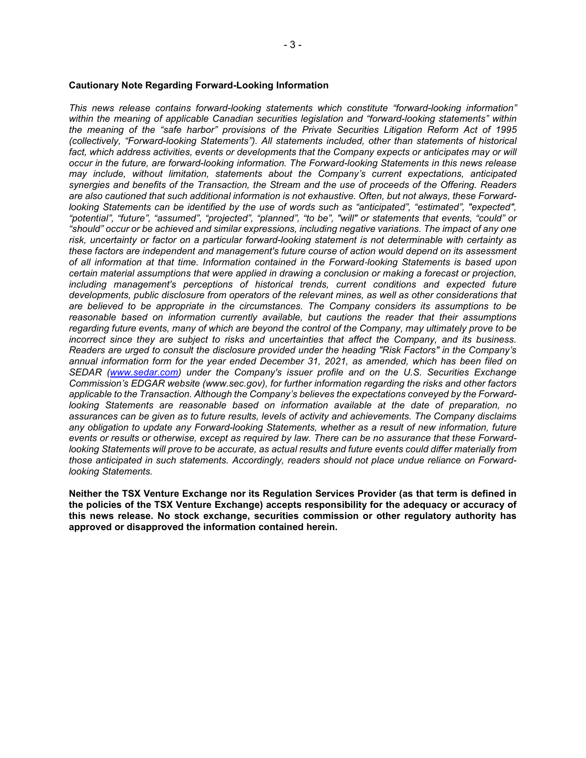**Cautionary Note Regarding Forward-Looking Information**

*This news release contains forward-looking statements which constitute "forward-looking information" within the meaning of applicable Canadian securities legislation and "forward-looking statements" within the meaning of the "safe harbor" provisions of the Private Securities Litigation Reform Act of 1995 (collectively, "Forward-looking Statements"). All statements included, other than statements of historical fact, which address activities, events or developments that the Company expects or anticipates may or will occur in the future, are forward-looking information. The Forward-looking Statements in this news release may include, without limitation, statements about the Company's current expectations, anticipated synergies and benefits of the Transaction, the Stream and the use of proceeds of the Offering. Readers are also cautioned that such additional information is not exhaustive. Often, but not always, these Forward-looking Statements can be identified by the use of words such as "anticipated", "estimated", "expected", "potential", "future", "assumed", "projected", "planned", "to be", "will" or statements that events, "could" or "should" occur or be achieved and similar expressions, including negative variations. The impact of any one risk, uncertainty or factor on a particular forward-looking statement is not determinable with certainty as these factors are independent and management's future course of action would depend on its assessment of all information at that time. Information contained in the Forward-looking Statements is based upon certain material assumptions that were applied in drawing a conclusion or making a forecast or projection, including management's perceptions of historical trends, current conditions and expected future developments, public disclosure from operators of the relevant mines, as well as other considerations that are believed to be appropriate in the circumstances. The Company considers its assumptions to be reasonable based on information currently available, but cautions the reader that their assumptions regarding future events, many of which are beyond the control of the Company, may ultimately prove to be incorrect since they are subject to risks and uncertainties that affect the Company, and its business. Readers are urged to consult the disclosure provided under the heading "Risk Factors" in the Company's annual information form for the year ended December 31, 2021, as amended, which has been filed on SEDAR (www.sedar.com) under the Company's issuer profile and on the U.S. Securities Exchange Commission's EDGAR website (www.sec.gov), for further information regarding the risks and other factors applicable to the Transaction. Although the Company's believes the expectations conveyed by the Forward-looking Statements are reasonable based on information available at the date of preparation, no assurances can be given as to future results, levels of activity and achievements. The Company disclaims any obligation to update any Forward-looking Statements, whether as a result of new information, future events or results or otherwise, except as required by law. There can be no assurance that these Forward-looking Statements will prove to be accurate, as actual results and future events could differ materially from those anticipated in such statements. Accordingly, readers should not place undue reliance on Forward-looking Statements.*

**Neither the TSX Venture Exchange nor its Regulation Services Provider (as that term is defined in the policies of the TSX Venture Exchange) accepts responsibility for the adequacy or accuracy of this news release. No stock exchange, securities commission or other regulatory authority has approved or disapproved the information contained herein.**